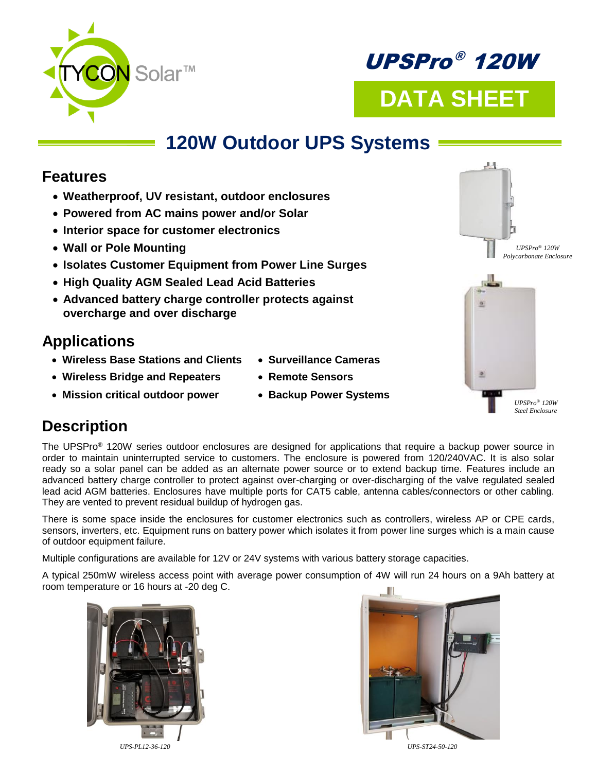# UPSPro® 120W

# DATA SHEET

## 120W Outdoor UPS Systems

### Features

- **Weatherproof, UV resistant, outdoor enclosures**
- **Powered from AC mains power and/or Solar**
- **Interior space for customer electronics**
- **Wall or Pole Mounting**
- **Isolates Customer Equipment from Power Line Surges**
- **High Quality AGM Sealed Lead Acid Batteries**
- **Advanced battery charge controller protects against overcharge and over discharge**

*UPSPro® 120W Polycarbonate Enclosure*

*UPSPro® 120W Steel Enclosure*

### Applications

- **Wireless Base Stations and Clients**
- **Wireless Bridge and Repeaters**
- **Mission critical outdoor power**
- **Surveillance Cameras**
- **Remote Sensors**
- **Backup Power Systems**

### Description

The UPSPro® 120W series outdoor enclosures are designed for applications that require a backup power source in order to maintain uninterrupted service to customers. The enclosure is powered from 120/240VAC. It is also solar ready so a solar panel can be added as an alternate power source or to extend backup time. Features include an advanced battery charge controller to protect against over-charging or over-discharging of the valve regulated sealed lead acid AGM batteries. Enclosures have multiple ports for CAT5 cable, antenna cables/connectors or other cabling. They are vented to prevent residual buildup of hydrogen gas.

There is some space inside the enclosures for customer electronics such as controllers, wireless AP or CPE cards, sensors, inverters, etc. Equipment runs on battery power which isolates it from power line surges which is a main cause of outdoor equipment failure.

Multiple configurations are available for 12V or 24V systems with various battery storage capacities.

A typical 250mW wireless access point with average power consumption of 4W will run 24 hours on a 9Ah battery at room temperature or 16 hours at -20 deg C.

*UPS-PL12-36-120*

*UPS-ST24-50-120*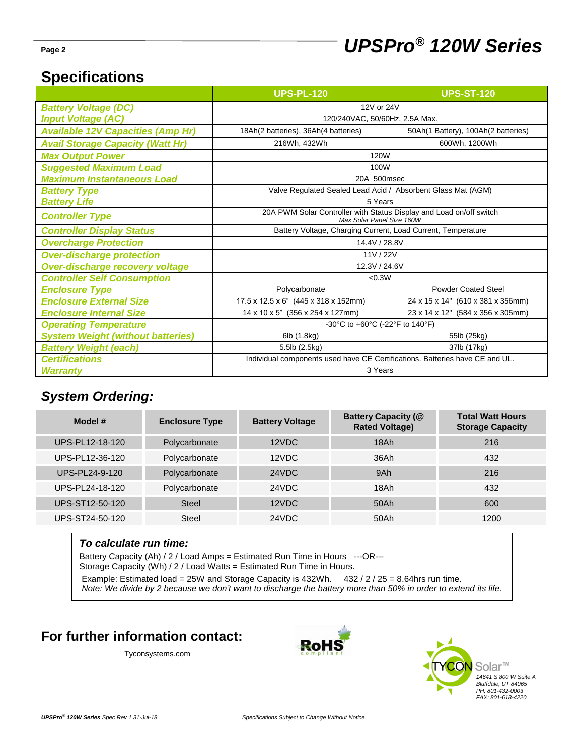## Specifications

| | UPS-PL-120 | UPS-ST-120 |
|---|---|---|
| ***Battery Voltage (DC)*** | 12V or 24V | |
| ***Input Voltage (AC)*** | 120/240VAC, 50/60Hz, 2.5A Max. | |
| ***Available 12V Capacities (Amp Hr)*** | 18Ah(2 batteries), 36Ah(4 batteries) | 50Ah(1 Battery), 100Ah(2 batteries) |
| ***Avail Storage Capacity (Watt Hr)*** | 216Wh, 432Wh | 600Wh, 1200Wh |
| ***Max Output Power*** | 120W | |
| ***Suggested Maximum Load*** | 100W | |
| ***Maximum Instantaneous Load*** | 20A 500msec | |
| ***Battery Type*** | Valve Regulated Sealed Lead Acid / Absorbent Glass Mat (AGM) | |
| ***Battery Life*** | 5 Years | |
| ***Controller Type*** | 20A PWM Solar Controller with Status Display and Load on/off switch *Max Solar Panel Size 160W* | |
| ***Controller Display Status*** | Battery Voltage, Charging Current, Load Current, Temperature | |
| ***Overcharge Protection*** | 14.4V / 28.8V | |
| ***Over-discharge protection*** | 11V / 22V | |
| ***Over-discharge recovery voltage*** | 12.3V / 24.6V | |
| ***Controller Self Consumption*** | <0.3W | |
| ***Enclosure Type*** | Polycarbonate | Powder Coated Steel |
| ***Enclosure External Size*** | 17.5 x 12.5 x 6" (445 x 318 x 152mm) | 24 x 15 x 14" (610 x 381 x 356mm) |
| ***Enclosure Internal Size*** | 14 x 10 x 5" (356 x 254 x 127mm) | 23 x 14 x 12" (584 x 356 x 305mm) |
| ***Operating Temperature*** | -30°C to +60°C (-22°F to 140°F) | |
| ***System Weight (without batteries)*** | 6lb (1.8kg) | 55lb (25kg) |
| ***Battery Weight (each)*** | 5.5lb (2.5kg) | 37lb (17kg) |
| ***Certifications*** | Individual components used have CE Certifications. Batteries have CE and UL. | |
| ***Warranty*** | 3 Years | |

## *System Ordering:*

| Model # | Enclosure Type | Battery Voltage | Battery Capacity (@ Rated Voltage) | Total Watt Hours Storage Capacity |
|---|---|---|---|---|
| UPS-PL12-18-120 | Polycarbonate | 12VDC | 18Ah | 216 |
| UPS-PL12-36-120 | Polycarbonate | 12VDC | 36Ah | 432 |
| UPS-PL24-9-120 | Polycarbonate | 24VDC | 9Ah | 216 |
| UPS-PL24-18-120 | Polycarbonate | 24VDC | 18Ah | 432 |
| UPS-ST12-50-120 | Steel | 12VDC | 50Ah | 600 |
| UPS-ST24-50-120 | Steel | 24VDC | 50Ah | 1200 |

### *To calculate run time:*

Battery Capacity (Ah) / 2 / Load Amps = Estimated Run Time in Hours ---OR---
Storage Capacity (Wh) / 2 / Load Watts = Estimated Run Time in Hours.

Example: Estimated load = 25W and Storage Capacity is 432Wh. 432 / 2 / 25 = 8.64hrs run time.
*Note: We divide by 2 because we don't want to discharge the battery more than 50% in order to extend its life.*

## For further information contact:

Tyconsystems.com

RoHS compliant

TYCON Solar™
*14641 S 800 W Suite A*
*Bluffdale, UT 84065*
*PH: 801-432-0003*
*FAX: 801-618-4220*